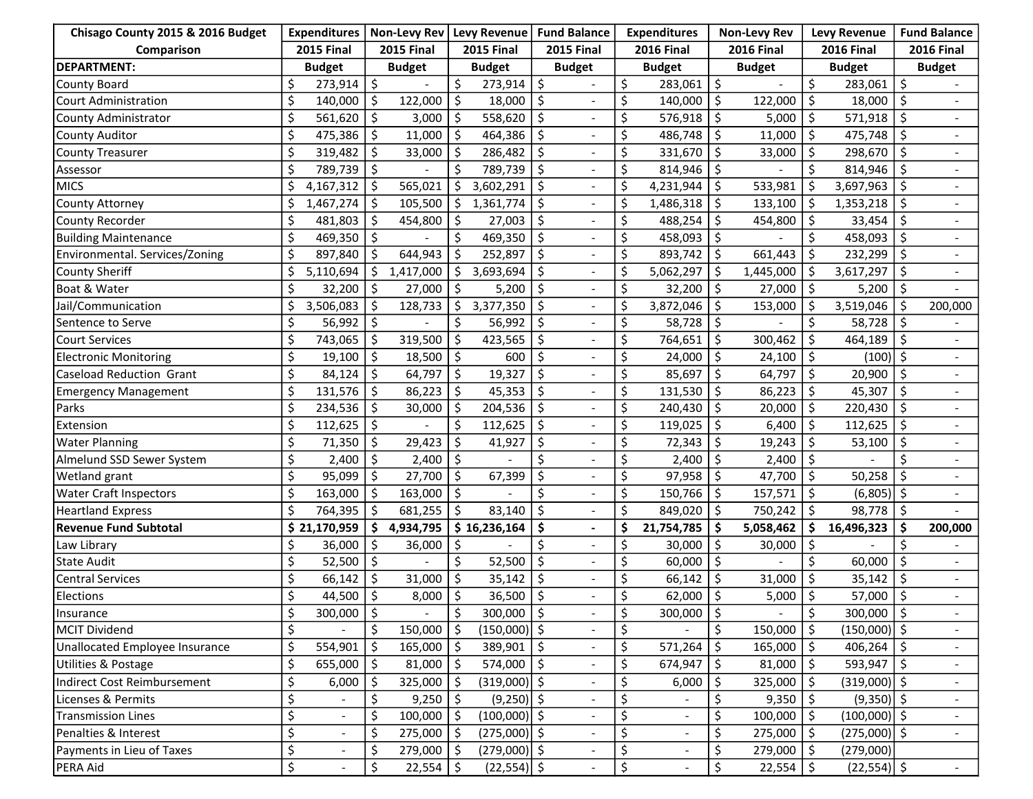| Chisago County 2015 & 2016 Budget Comparison DEPARTMENT: | Expenditures 2015 Final Budget | Non-Levy Rev 2015 Final Budget | Levy Revenue 2015 Final Budget | Fund Balance 2015 Final Budget | Expenditures 2016 Final Budget | Non-Levy Rev 2016 Final Budget | Levy Revenue 2016 Final Budget | Fund Balance 2016 Final Budget |
|---|---|---|---|---|---|---|---|---|
| County Board | $ 273,914 | $ - | $ 273,914 | $ - | $ 283,061 | $ - | $ 283,061 | $ - |
| Court Administration | $ 140,000 | $ 122,000 | $ 18,000 | $ - | $ 140,000 | $ 122,000 | $ 18,000 | $ - |
| County Administrator | $ 561,620 | $ 3,000 | $ 558,620 | $ - | $ 576,918 | $ 5,000 | $ 571,918 | $ - |
| County Auditor | $ 475,386 | $ 11,000 | $ 464,386 | $ - | $ 486,748 | $ 11,000 | $ 475,748 | $ - |
| County Treasurer | $ 319,482 | $ 33,000 | $ 286,482 | $ - | $ 331,670 | $ 33,000 | $ 298,670 | $ - |
| Assessor | $ 789,739 | $ - | $ 789,739 | $ - | $ 814,946 | $ - | $ 814,946 | $ - |
| MICS | $ 4,167,312 | $ 565,021 | $ 3,602,291 | $ - | $ 4,231,944 | $ 533,981 | $ 3,697,963 | $ - |
| County Attorney | $ 1,467,274 | $ 105,500 | $ 1,361,774 | $ - | $ 1,486,318 | $ 133,100 | $ 1,353,218 | $ - |
| County Recorder | $ 481,803 | $ 454,800 | $ 27,003 | $ - | $ 488,254 | $ 454,800 | $ 33,454 | $ - |
| Building Maintenance | $ 469,350 | $ - | $ 469,350 | $ - | $ 458,093 | $ - | $ 458,093 | $ - |
| Environmental. Services/Zoning | $ 897,840 | $ 644,943 | $ 252,897 | $ - | $ 893,742 | $ 661,443 | $ 232,299 | $ - |
| County Sheriff | $ 5,110,694 | $ 1,417,000 | $ 3,693,694 | $ - | $ 5,062,297 | $ 1,445,000 | $ 3,617,297 | $ - |
| Boat & Water | $ 32,200 | $ 27,000 | $ 5,200 | $ - | $ 32,200 | $ 27,000 | $ 5,200 | $ - |
| Jail/Communication | $ 3,506,083 | $ 128,733 | $ 3,377,350 | $ - | $ 3,872,046 | $ 153,000 | $ 3,519,046 | $ 200,000 |
| Sentence to Serve | $ 56,992 | $ - | $ 56,992 | $ - | $ 58,728 | $ - | $ 58,728 | $ - |
| Court Services | $ 743,065 | $ 319,500 | $ 423,565 | $ - | $ 764,651 | $ 300,462 | $ 464,189 | $ - |
| Electronic Monitoring | $ 19,100 | $ 18,500 | $ 600 | $ - | $ 24,000 | $ 24,100 | $ (100) | $ - |
| Caseload Reduction Grant | $ 84,124 | $ 64,797 | $ 19,327 | $ - | $ 85,697 | $ 64,797 | $ 20,900 | $ - |
| Emergency Management | $ 131,576 | $ 86,223 | $ 45,353 | $ - | $ 131,530 | $ 86,223 | $ 45,307 | $ - |
| Parks | $ 234,536 | $ 30,000 | $ 204,536 | $ - | $ 240,430 | $ 20,000 | $ 220,430 | $ - |
| Extension | $ 112,625 | $ - | $ 112,625 | $ - | $ 119,025 | $ 6,400 | $ 112,625 | $ - |
| Water Planning | $ 71,350 | $ 29,423 | $ 41,927 | $ - | $ 72,343 | $ 19,243 | $ 53,100 | $ - |
| Almelund SSD Sewer System | $ 2,400 | $ 2,400 | $ - | $ - | $ 2,400 | $ 2,400 | $ - | $ - |
| Wetland grant | $ 95,099 | $ 27,700 | $ 67,399 | $ - | $ 97,958 | $ 47,700 | $ 50,258 | $ - |
| Water Craft Inspectors | $ 163,000 | $ 163,000 | $ - | $ - | $ 150,766 | $ 157,571 | $ (6,805) | $ - |
| Heartland Express | $ 764,395 | $ 681,255 | $ 83,140 | $ - | $ 849,020 | $ 750,242 | $ 98,778 | $ - |
| **Revenue Fund Subtotal** | **$ 21,170,959** | **$ 4,934,795** | **$ 16,236,164** | **$ -** | **$ 21,754,785** | **$ 5,058,462** | **$ 16,496,323** | **$ 200,000** |
| Law Library | $ 36,000 | $ 36,000 | $ - | $ - | $ 30,000 | $ 30,000 | $ - | $ - |
| State Audit | $ 52,500 | $ - | $ 52,500 | $ - | $ 60,000 | $ - | $ 60,000 | $ - |
| Central Services | $ 66,142 | $ 31,000 | $ 35,142 | $ - | $ 66,142 | $ 31,000 | $ 35,142 | $ - |
| Elections | $ 44,500 | $ 8,000 | $ 36,500 | $ - | $ 62,000 | $ 5,000 | $ 57,000 | $ - |
| Insurance | $ 300,000 | $ - | $ 300,000 | $ - | $ 300,000 | $ - | $ 300,000 | $ - |
| MCIT Dividend | $ - | $ 150,000 | $ (150,000) | $ - | $ - | $ 150,000 | $ (150,000) | $ - |
| Unallocated Employee Insurance | $ 554,901 | $ 165,000 | $ 389,901 | $ - | $ 571,264 | $ 165,000 | $ 406,264 | $ - |
| Utilities & Postage | $ 655,000 | $ 81,000 | $ 574,000 | $ - | $ 674,947 | $ 81,000 | $ 593,947 | $ - |
| Indirect Cost Reimbursement | $ 6,000 | $ 325,000 | $ (319,000) | $ - | $ 6,000 | $ 325,000 | $ (319,000) | $ - |
| Licenses & Permits | $ - | $ 9,250 | $ (9,250) | $ - | $ - | $ 9,350 | $ (9,350) | $ - |
| Transmission Lines | $ - | $ 100,000 | $ (100,000) | $ - | $ - | $ 100,000 | $ (100,000) | $ - |
| Penalties & Interest | $ - | $ 275,000 | $ (275,000) | $ - | $ - | $ 275,000 | $ (275,000) | $ - |
| Payments in Lieu of Taxes | $ - | $ 279,000 | $ (279,000) | $ - | $ - | $ 279,000 | $ (279,000) | |
| PERA Aid | $ - | $ 22,554 | $ (22,554) | $ - | $ - | $ 22,554 | $ (22,554) | $ - |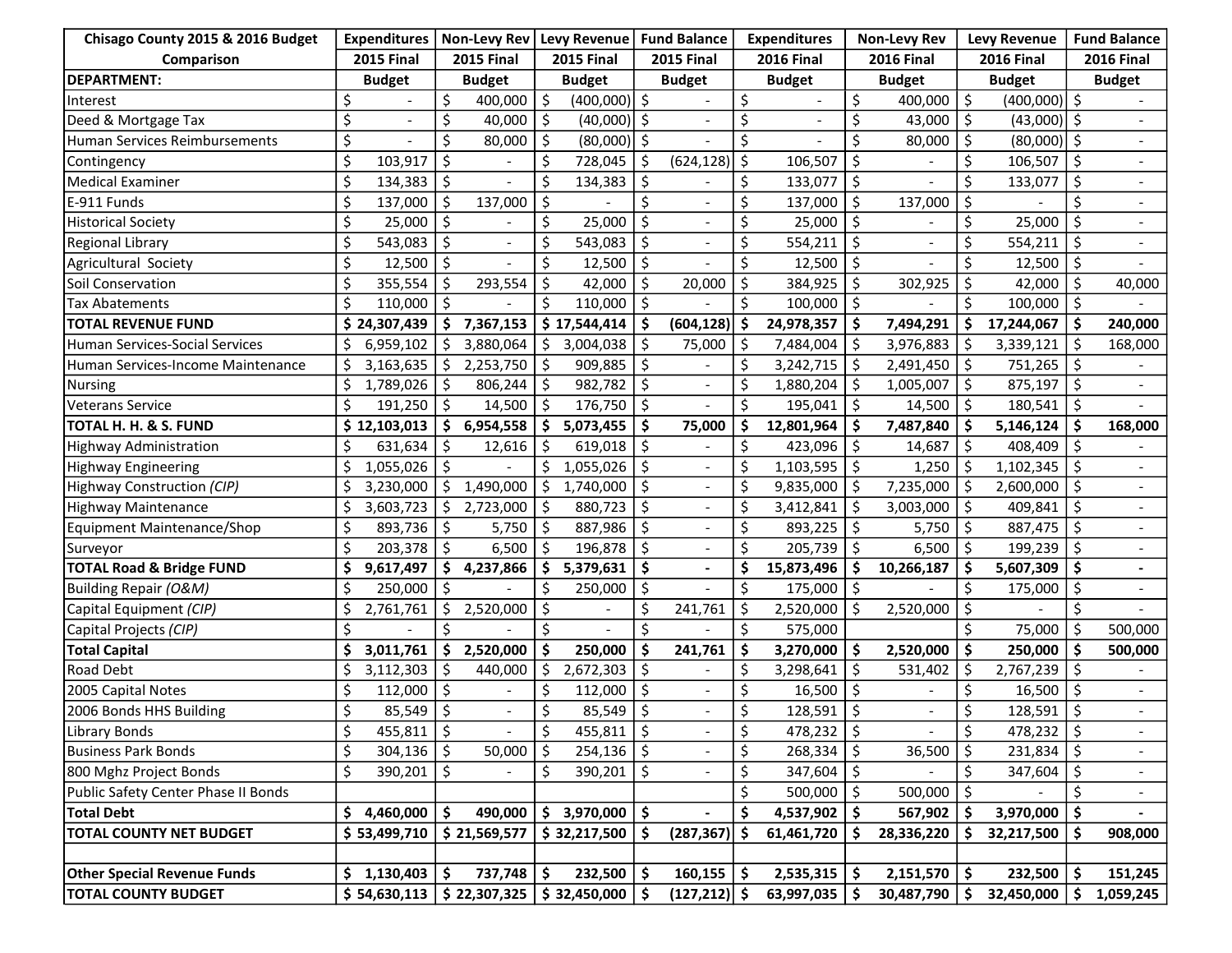| Chisago County 2015 & 2016 Budget Comparison | Expenditures 2015 Final Budget | Non-Levy Rev 2015 Final Budget | Levy Revenue 2015 Final Budget | Fund Balance 2015 Final Budget | Expenditures 2016 Final Budget | Non-Levy Rev 2016 Final Budget | Levy Revenue 2016 Final Budget | Fund Balance 2016 Final Budget |
|---|---|---|---|---|---|---|---|---|
| **DEPARTMENT:** | | | | | | | | |
| Interest | $ - | $ 400,000 | $ (400,000) | $ - | $ - | $ 400,000 | $ (400,000) | $ - |
| Deed & Mortgage Tax | $ - | $ 40,000 | $ (40,000) | $ - | $ - | $ 43,000 | $ (43,000) | $ - |
| Human Services Reimbursements | $ - | $ 80,000 | $ (80,000) | $ - | $ - | $ 80,000 | $ (80,000) | $ - |
| Contingency | $ 103,917 | $ - | $ 728,045 | $ (624,128) | $ 106,507 | $ - | $ 106,507 | $ - |
| Medical Examiner | $ 134,383 | $ - | $ 134,383 | $ - | $ 133,077 | $ - | $ 133,077 | $ - |
| E-911 Funds | $ 137,000 | $ 137,000 | $ - | $ - | $ 137,000 | $ 137,000 | $ - | $ - |
| Historical Society | $ 25,000 | $ - | $ 25,000 | $ - | $ 25,000 | $ - | $ 25,000 | $ - |
| Regional Library | $ 543,083 | $ - | $ 543,083 | $ - | $ 554,211 | $ - | $ 554,211 | $ - |
| Agricultural Society | $ 12,500 | $ - | $ 12,500 | $ - | $ 12,500 | $ - | $ 12,500 | $ - |
| Soil Conservation | $ 355,554 | $ 293,554 | $ 42,000 | $ 20,000 | $ 384,925 | $ 302,925 | $ 42,000 | $ 40,000 |
| Tax Abatements | $ 110,000 | $ - | $ 110,000 | $ - | $ 100,000 | $ - | $ 100,000 | $ - |
| **TOTAL REVENUE FUND** | **$ 24,307,439** | **$ 7,367,153** | **$ 17,544,414** | **$ (604,128)** | **$ 24,978,357** | **$ 7,494,291** | **$ 17,244,067** | **$ 240,000** |
| Human Services-Social Services | $ 6,959,102 | $ 3,880,064 | $ 3,004,038 | $ 75,000 | $ 7,484,004 | $ 3,976,883 | $ 3,339,121 | $ 168,000 |
| Human Services-Income Maintenance | $ 3,163,635 | $ 2,253,750 | $ 909,885 | $ - | $ 3,242,715 | $ 2,491,450 | $ 751,265 | $ - |
| Nursing | $ 1,789,026 | $ 806,244 | $ 982,782 | $ - | $ 1,880,204 | $ 1,005,007 | $ 875,197 | $ - |
| Veterans Service | $ 191,250 | $ 14,500 | $ 176,750 | $ - | $ 195,041 | $ 14,500 | $ 180,541 | $ - |
| **TOTAL H. H. & S. FUND** | **$ 12,103,013** | **$ 6,954,558** | **$ 5,073,455** | **$ 75,000** | **$ 12,801,964** | **$ 7,487,840** | **$ 5,146,124** | **$ 168,000** |
| Highway Administration | $ 631,634 | $ 12,616 | $ 619,018 | $ - | $ 423,096 | $ 14,687 | $ 408,409 | $ - |
| Highway Engineering | $ 1,055,026 | $ - | $ 1,055,026 | $ - | $ 1,103,595 | $ 1,250 | $ 1,102,345 | $ - |
| Highway Construction *(CIP)* | $ 3,230,000 | $ 1,490,000 | $ 1,740,000 | $ - | $ 9,835,000 | $ 7,235,000 | $ 2,600,000 | $ - |
| Highway Maintenance | $ 3,603,723 | $ 2,723,000 | $ 880,723 | $ - | $ 3,412,841 | $ 3,003,000 | $ 409,841 | $ - |
| Equipment Maintenance/Shop | $ 893,736 | $ 5,750 | $ 887,986 | $ - | $ 893,225 | $ 5,750 | $ 887,475 | $ - |
| Surveyor | $ 203,378 | $ 6,500 | $ 196,878 | $ - | $ 205,739 | $ 6,500 | $ 199,239 | $ - |
| **TOTAL Road & Bridge FUND** | **$ 9,617,497** | **$ 4,237,866** | **$ 5,379,631** | **$ -** | **$ 15,873,496** | **$ 10,266,187** | **$ 5,607,309** | **$ -** |
| Building Repair *(O&M)* | $ 250,000 | $ - | $ 250,000 | $ - | $ 175,000 | $ - | $ 175,000 | $ - |
| Capital Equipment *(CIP)* | $ 2,761,761 | $ 2,520,000 | $ - | $ 241,761 | $ 2,520,000 | $ 2,520,000 | $ - | $ - |
| Capital Projects *(CIP)* | $ - | $ - | $ - | $ - | $ 575,000 | | $ 75,000 | $ 500,000 |
| **Total Capital** | **$ 3,011,761** | **$ 2,520,000** | **$ 250,000** | **$ 241,761** | **$ 3,270,000** | **$ 2,520,000** | **$ 250,000** | **$ 500,000** |
| Road Debt | $ 3,112,303 | $ 440,000 | $ 2,672,303 | $ - | $ 3,298,641 | $ 531,402 | $ 2,767,239 | $ - |
| 2005 Capital Notes | $ 112,000 | $ - | $ 112,000 | $ - | $ 16,500 | $ - | $ 16,500 | $ - |
| 2006 Bonds HHS Building | $ 85,549 | $ - | $ 85,549 | $ - | $ 128,591 | $ - | $ 128,591 | $ - |
| Library Bonds | $ 455,811 | $ - | $ 455,811 | $ - | $ 478,232 | $ - | $ 478,232 | $ - |
| Business Park Bonds | $ 304,136 | $ 50,000 | $ 254,136 | $ - | $ 268,334 | $ 36,500 | $ 231,834 | $ - |
| 800 Mghz Project Bonds | $ 390,201 | $ - | $ 390,201 | $ - | $ 347,604 | $ - | $ 347,604 | $ - |
| Public Safety Center Phase II Bonds | | | | | $ 500,000 | $ 500,000 | $ - | $ - |
| **Total Debt** | **$ 4,460,000** | **$ 490,000** | **$ 3,970,000** | **$ -** | **$ 4,537,902** | **$ 567,902** | **$ 3,970,000** | **$ -** |
| **TOTAL COUNTY NET BUDGET** | **$ 53,499,710** | **$ 21,569,577** | **$ 32,217,500** | **$ (287,367)** | **$ 61,461,720** | **$ 28,336,220** | **$ 32,217,500** | **$ 908,000** |
| | | | | | | | | |
| **Other Special Revenue Funds** | **$ 1,130,403** | **$ 737,748** | **$ 232,500** | **$ 160,155** | **$ 2,535,315** | **$ 2,151,570** | **$ 232,500** | **$ 151,245** |
| **TOTAL COUNTY BUDGET** | **$ 54,630,113** | **$ 22,307,325** | **$ 32,450,000** | **$ (127,212)** | **$ 63,997,035** | **$ 30,487,790** | **$ 32,450,000** | **$ 1,059,245** |